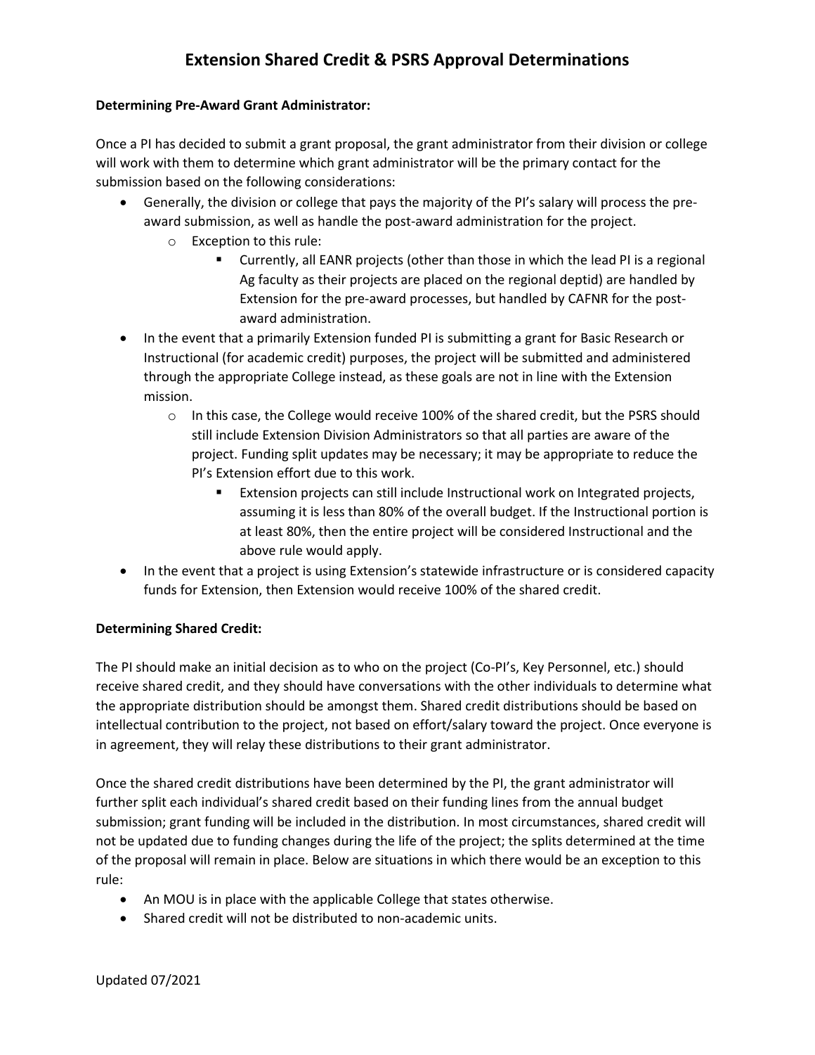# Extension Shared Credit & PSRS Approval Determinations

**Determining Pre-Award Grant Administrator:**

Once a PI has decided to submit a grant proposal, the grant administrator from their division or college will work with them to determine which grant administrator will be the primary contact for the submission based on the following considerations:

- Generally, the division or college that pays the majority of the PI's salary will process the pre-award submission, as well as handle the post-award administration for the project.
  - Exception to this rule:
    - Currently, all EANR projects (other than those in which the lead PI is a regional Ag faculty as their projects are placed on the regional deptid) are handled by Extension for the pre-award processes, but handled by CAFNR for the post-award administration.
- In the event that a primarily Extension funded PI is submitting a grant for Basic Research or Instructional (for academic credit) purposes, the project will be submitted and administered through the appropriate College instead, as these goals are not in line with the Extension mission.
  - In this case, the College would receive 100% of the shared credit, but the PSRS should still include Extension Division Administrators so that all parties are aware of the project. Funding split updates may be necessary; it may be appropriate to reduce the PI's Extension effort due to this work.
    - Extension projects can still include Instructional work on Integrated projects, assuming it is less than 80% of the overall budget. If the Instructional portion is at least 80%, then the entire project will be considered Instructional and the above rule would apply.
- In the event that a project is using Extension's statewide infrastructure or is considered capacity funds for Extension, then Extension would receive 100% of the shared credit.

**Determining Shared Credit:**

The PI should make an initial decision as to who on the project (Co-PI's, Key Personnel, etc.) should receive shared credit, and they should have conversations with the other individuals to determine what the appropriate distribution should be amongst them. Shared credit distributions should be based on intellectual contribution to the project, not based on effort/salary toward the project. Once everyone is in agreement, they will relay these distributions to their grant administrator.

Once the shared credit distributions have been determined by the PI, the grant administrator will further split each individual's shared credit based on their funding lines from the annual budget submission; grant funding will be included in the distribution. In most circumstances, shared credit will not be updated due to funding changes during the life of the project; the splits determined at the time of the proposal will remain in place. Below are situations in which there would be an exception to this rule:

- An MOU is in place with the applicable College that states otherwise.
- Shared credit will not be distributed to non-academic units.

Updated 07/2021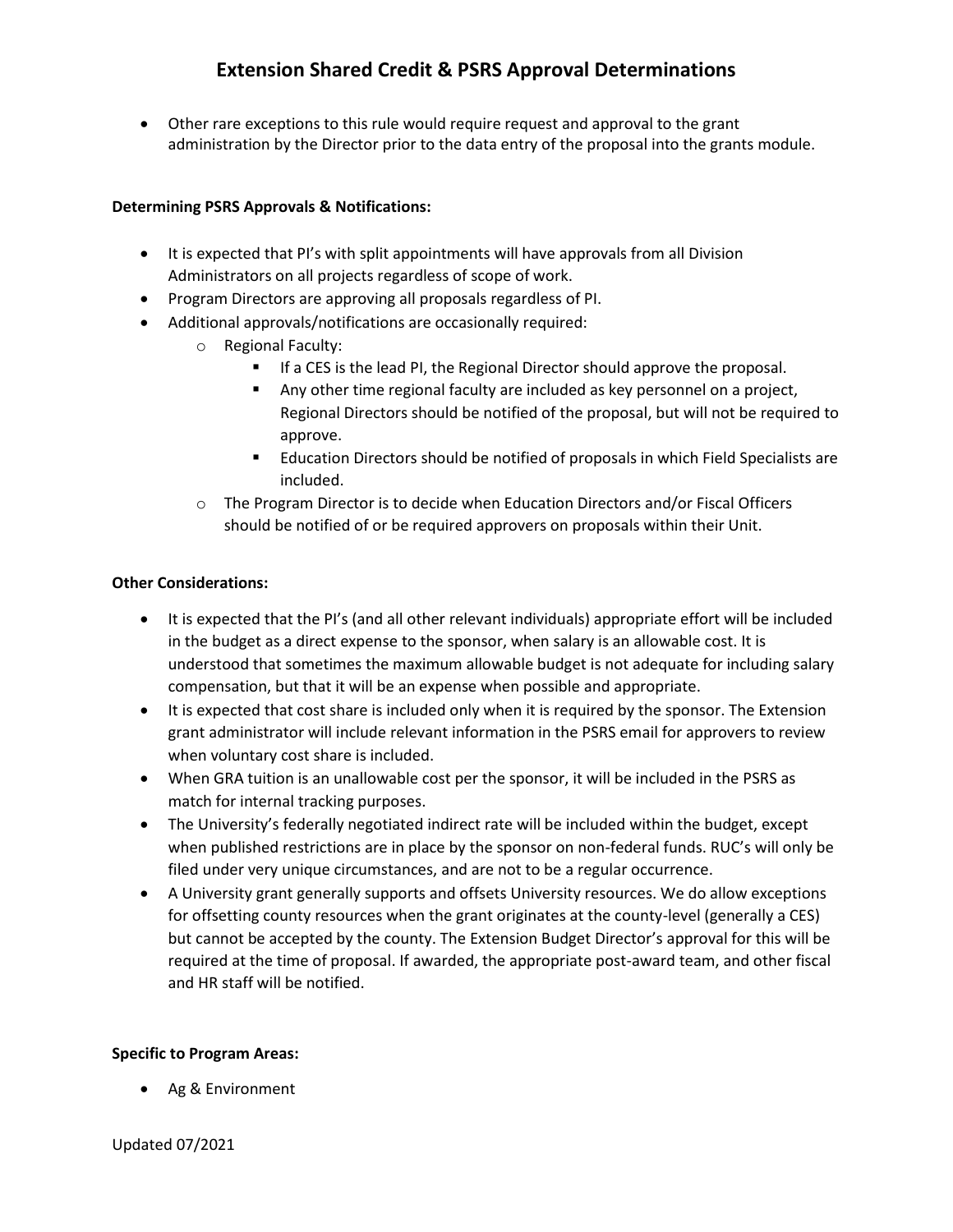- Other rare exceptions to this rule would require request and approval to the grant administration by the Director prior to the data entry of the proposal into the grants module.

**Determining PSRS Approvals & Notifications:**

- It is expected that PI's with split appointments will have approvals from all Division Administrators on all projects regardless of scope of work.
- Program Directors are approving all proposals regardless of PI.
- Additional approvals/notifications are occasionally required:
    - Regional Faculty:
        - If a CES is the lead PI, the Regional Director should approve the proposal.
        - Any other time regional faculty are included as key personnel on a project, Regional Directors should be notified of the proposal, but will not be required to approve.
        - Education Directors should be notified of proposals in which Field Specialists are included.
    - The Program Director is to decide when Education Directors and/or Fiscal Officers should be notified of or be required approvers on proposals within their Unit.

**Other Considerations:**

- It is expected that the PI's (and all other relevant individuals) appropriate effort will be included in the budget as a direct expense to the sponsor, when salary is an allowable cost. It is understood that sometimes the maximum allowable budget is not adequate for including salary compensation, but that it will be an expense when possible and appropriate.
- It is expected that cost share is included only when it is required by the sponsor. The Extension grant administrator will include relevant information in the PSRS email for approvers to review when voluntary cost share is included.
- When GRA tuition is an unallowable cost per the sponsor, it will be included in the PSRS as match for internal tracking purposes.
- The University's federally negotiated indirect rate will be included within the budget, except when published restrictions are in place by the sponsor on non-federal funds. RUC's will only be filed under very unique circumstances, and are not to be a regular occurrence.
- A University grant generally supports and offsets University resources. We do allow exceptions for offsetting county resources when the grant originates at the county-level (generally a CES) but cannot be accepted by the county. The Extension Budget Director's approval for this will be required at the time of proposal. If awarded, the appropriate post-award team, and other fiscal and HR staff will be notified.

**Specific to Program Areas:**

- Ag & Environment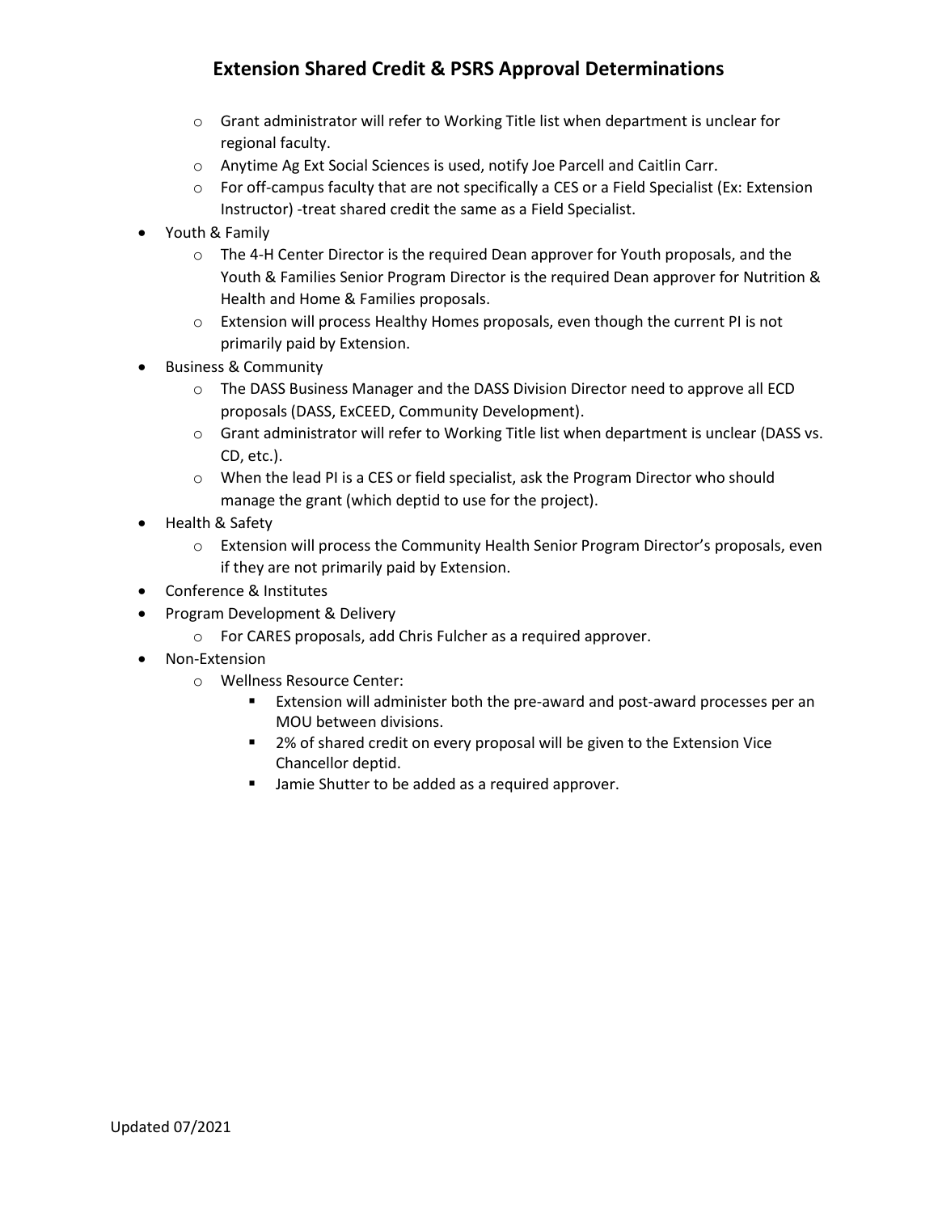- Grant administrator will refer to Working Title list when department is unclear for regional faculty.
  - Anytime Ag Ext Social Sciences is used, notify Joe Parcell and Caitlin Carr.
  - For off-campus faculty that are not specifically a CES or a Field Specialist (Ex: Extension Instructor) -treat shared credit the same as a Field Specialist.
- Youth & Family
  - The 4-H Center Director is the required Dean approver for Youth proposals, and the Youth & Families Senior Program Director is the required Dean approver for Nutrition & Health and Home & Families proposals.
  - Extension will process Healthy Homes proposals, even though the current PI is not primarily paid by Extension.
- Business & Community
  - The DASS Business Manager and the DASS Division Director need to approve all ECD proposals (DASS, ExCEED, Community Development).
  - Grant administrator will refer to Working Title list when department is unclear (DASS vs. CD, etc.).
  - When the lead PI is a CES or field specialist, ask the Program Director who should manage the grant (which deptid to use for the project).
- Health & Safety
  - Extension will process the Community Health Senior Program Director's proposals, even if they are not primarily paid by Extension.
- Conference & Institutes
- Program Development & Delivery
  - For CARES proposals, add Chris Fulcher as a required approver.
- Non-Extension
  - Wellness Resource Center:
    - Extension will administer both the pre-award and post-award processes per an MOU between divisions.
    - 2% of shared credit on every proposal will be given to the Extension Vice Chancellor deptid.
    - Jamie Shutter to be added as a required approver.